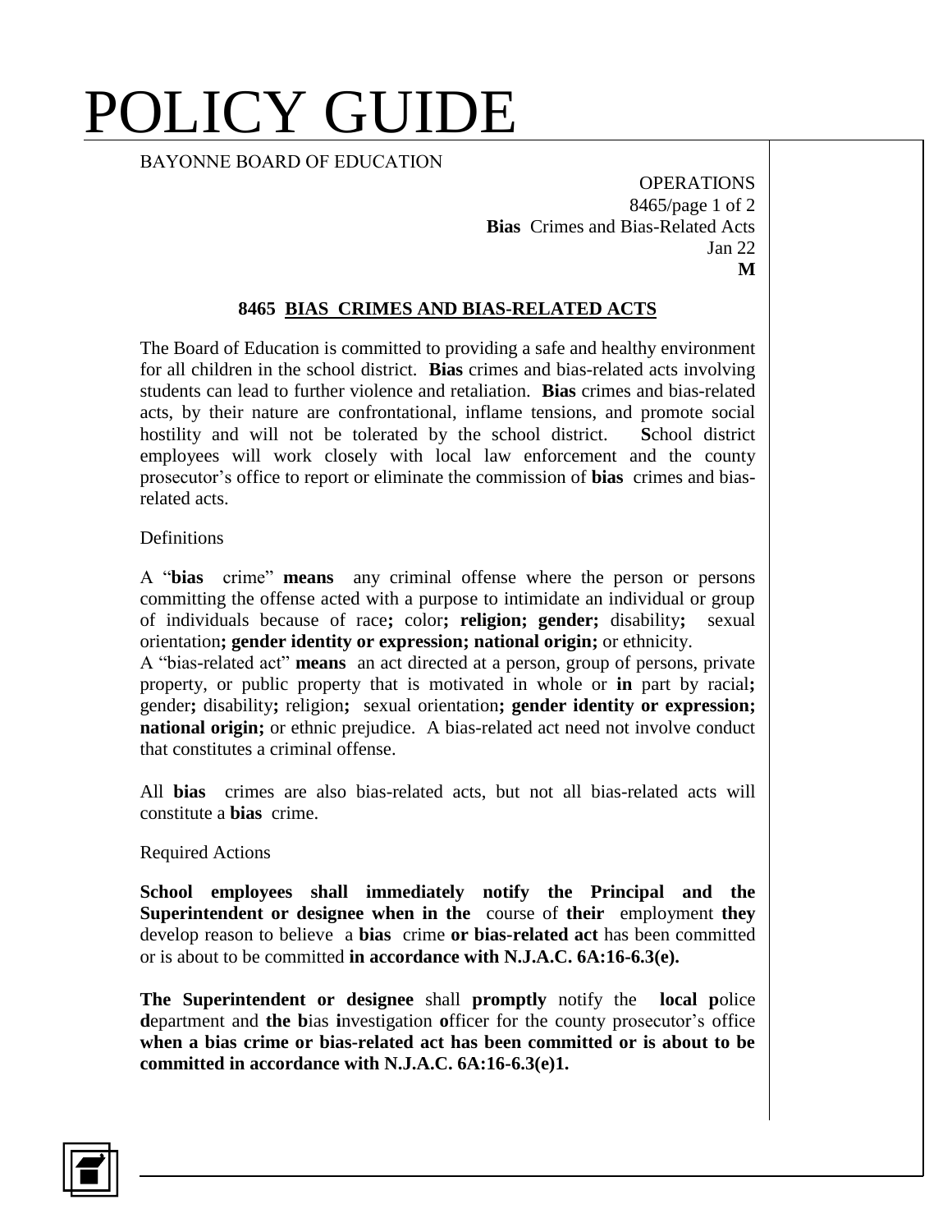# POLICY GUIDE

BAYONNE BOARD OF EDUCATION

OPERATIONS
8465/page 1 of 2
**Bias** Crimes and Bias-Related Acts
Jan 22
**M**

## 8465 BIAS CRIMES AND BIAS-RELATED ACTS

The Board of Education is committed to providing a safe and healthy environment for all children in the school district. **Bias** crimes and bias-related acts involving students can lead to further violence and retaliation. **Bias** crimes and bias-related acts, by their nature are confrontational, inflame tensions, and promote social hostility and will not be tolerated by the school district. **S**chool district employees will work closely with local law enforcement and the county prosecutor's office to report or eliminate the commission of **bias** crimes and bias-related acts.

Definitions

A "**bias** crime" **means** any criminal offense where the person or persons committing the offense acted with a purpose to intimidate an individual or group of individuals because of race**;** color**; religion; gender;** disability**;** sexual orientation**; gender identity or expression; national origin;** or ethnicity.
A "bias-related act" **means** an act directed at a person, group of persons, private property, or public property that is motivated in whole or **in** part by racial**;** gender**;** disability**;** religion**;** sexual orientation**; gender identity or expression; national origin;** or ethnic prejudice. A bias-related act need not involve conduct that constitutes a criminal offense.

All **bias** crimes are also bias-related acts, but not all bias-related acts will constitute a **bias** crime.

Required Actions

**School employees shall immediately notify the Principal and the Superintendent or designee when in the** course of **their** employment **they** develop reason to believe a **bias** crime **or bias-related act** has been committed or is about to be committed **in accordance with N.J.A.C. 6A:16-6.3(e).**

**The Superintendent or designee** shall **promptly** notify the **local p**olice **d**epartment and **the b**ias **i**nvestigation **o**fficer for the county prosecutor's office **when a bias crime or bias-related act has been committed or is about to be committed in accordance with N.J.A.C. 6A:16-6.3(e)1.**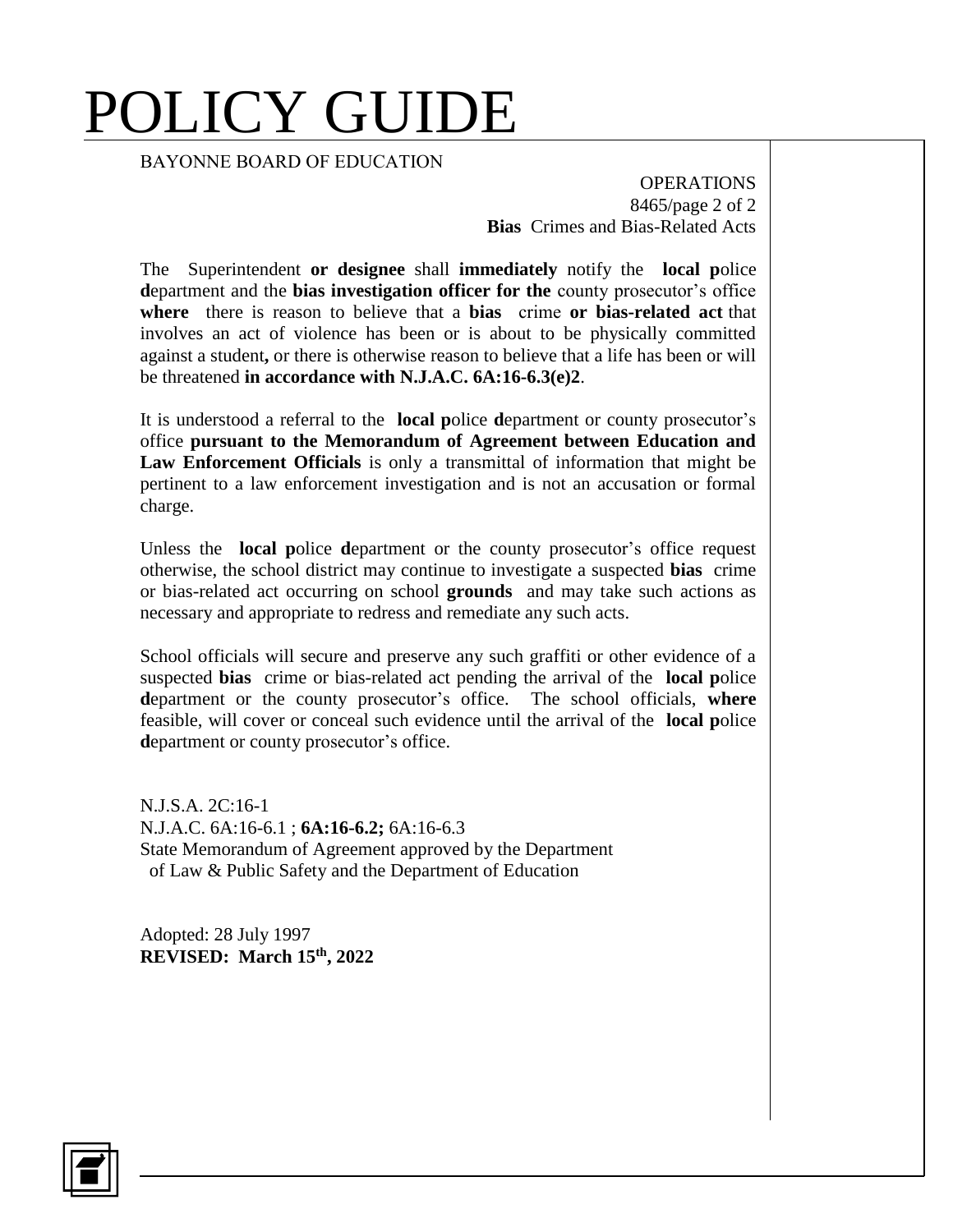The Superintendent **or designee** shall **immediately** notify the **local p**olice **d**epartment and the **bias investigation officer for the** county prosecutor's office **where** there is reason to believe that a **bias** crime **or bias-related act** that involves an act of violence has been or is about to be physically committed against a student**,** or there is otherwise reason to believe that a life has been or will be threatened **in accordance with N.J.A.C. 6A:16-6.3(e)2**.

It is understood a referral to the **local p**olice **d**epartment or county prosecutor's office **pursuant to the Memorandum of Agreement between Education and Law Enforcement Officials** is only a transmittal of information that might be pertinent to a law enforcement investigation and is not an accusation or formal charge.

Unless the **local p**olice **d**epartment or the county prosecutor's office request otherwise, the school district may continue to investigate a suspected **bias** crime or bias-related act occurring on school **grounds** and may take such actions as necessary and appropriate to redress and remediate any such acts.

School officials will secure and preserve any such graffiti or other evidence of a suspected **bias** crime or bias-related act pending the arrival of the **local p**olice **d**epartment or the county prosecutor's office. The school officials, **where** feasible, will cover or conceal such evidence until the arrival of the **local p**olice **d**epartment or county prosecutor's office.

N.J.S.A. 2C:16-1
N.J.A.C. 6A:16-6.1 ; **6A:16-6.2;** 6A:16-6.3
State Memorandum of Agreement approved by the Department of Law & Public Safety and the Department of Education

Adopted: 28 July 1997
**REVISED: March 15th, 2022**